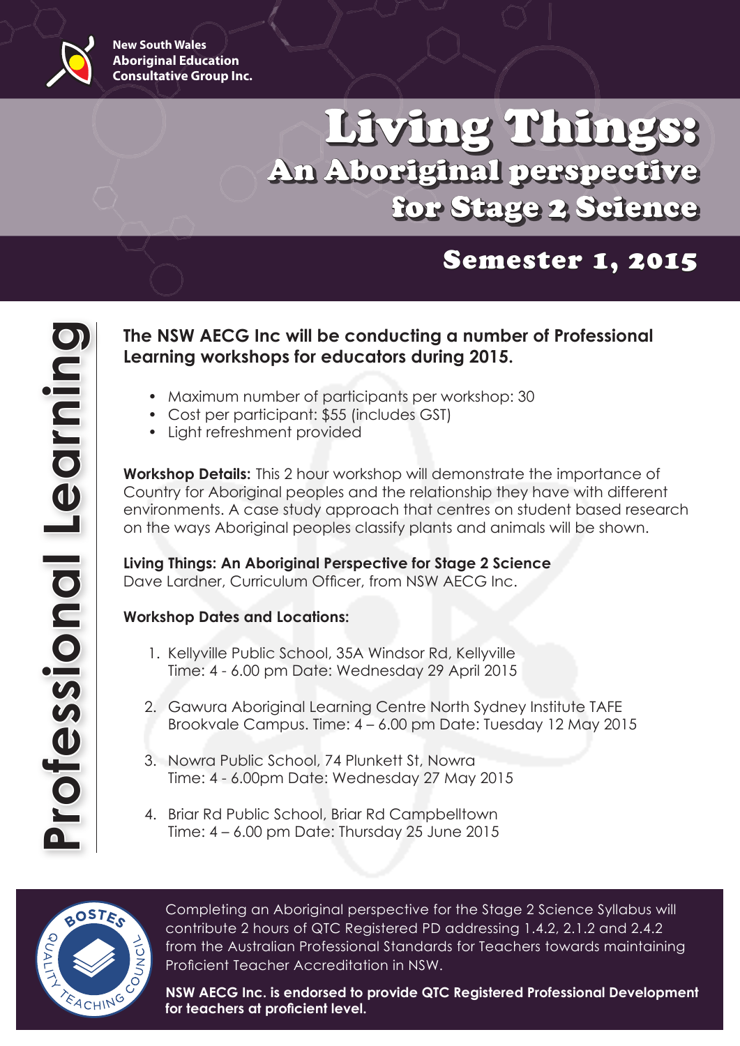New South Wales Aboriginal Education Consultative Group Inc.

# Living Things: An Aboriginal perspective for Stage 2 Science

## Semester 1, 2015

Professional Learning

**The NSW AECG Inc will be conducting a number of Professional Learning workshops for educators during 2015.**

- Maximum number of participants per workshop: 30
- Cost per participant: $55 (includes GST)
- Light refreshment provided

**Workshop Details:** This 2 hour workshop will demonstrate the importance of Country for Aboriginal peoples and the relationship they have with different environments. A case study approach that centres on student based research on the ways Aboriginal peoples classify plants and animals will be shown.

**Living Things: An Aboriginal Perspective for Stage 2 Science**
Dave Lardner, Curriculum Officer, from NSW AECG Inc.

**Workshop Dates and Locations:**

1. Kellyville Public School, 35A Windsor Rd, Kellyville
   Time: 4 - 6.00 pm Date: Wednesday 29 April 2015

2. Gawura Aboriginal Learning Centre North Sydney Institute TAFE Brookvale Campus. Time: 4 – 6.00 pm Date: Tuesday 12 May 2015

3. Nowra Public School, 74 Plunkett St, Nowra
   Time: 4 - 6.00pm Date: Wednesday 27 May 2015

4. Briar Rd Public School, Briar Rd Campbelltown
   Time: 4 – 6.00 pm Date: Thursday 25 June 2015

BOSTES QUALITY TEACHING COUNCIL

Completing an Aboriginal perspective for the Stage 2 Science Syllabus will contribute 2 hours of QTC Registered PD addressing 1.4.2, 2.1.2 and 2.4.2 from the Australian Professional Standards for Teachers towards maintaining Proficient Teacher Accreditation in NSW.

**NSW AECG Inc. is endorsed to provide QTC Registered Professional Development for teachers at proficient level.**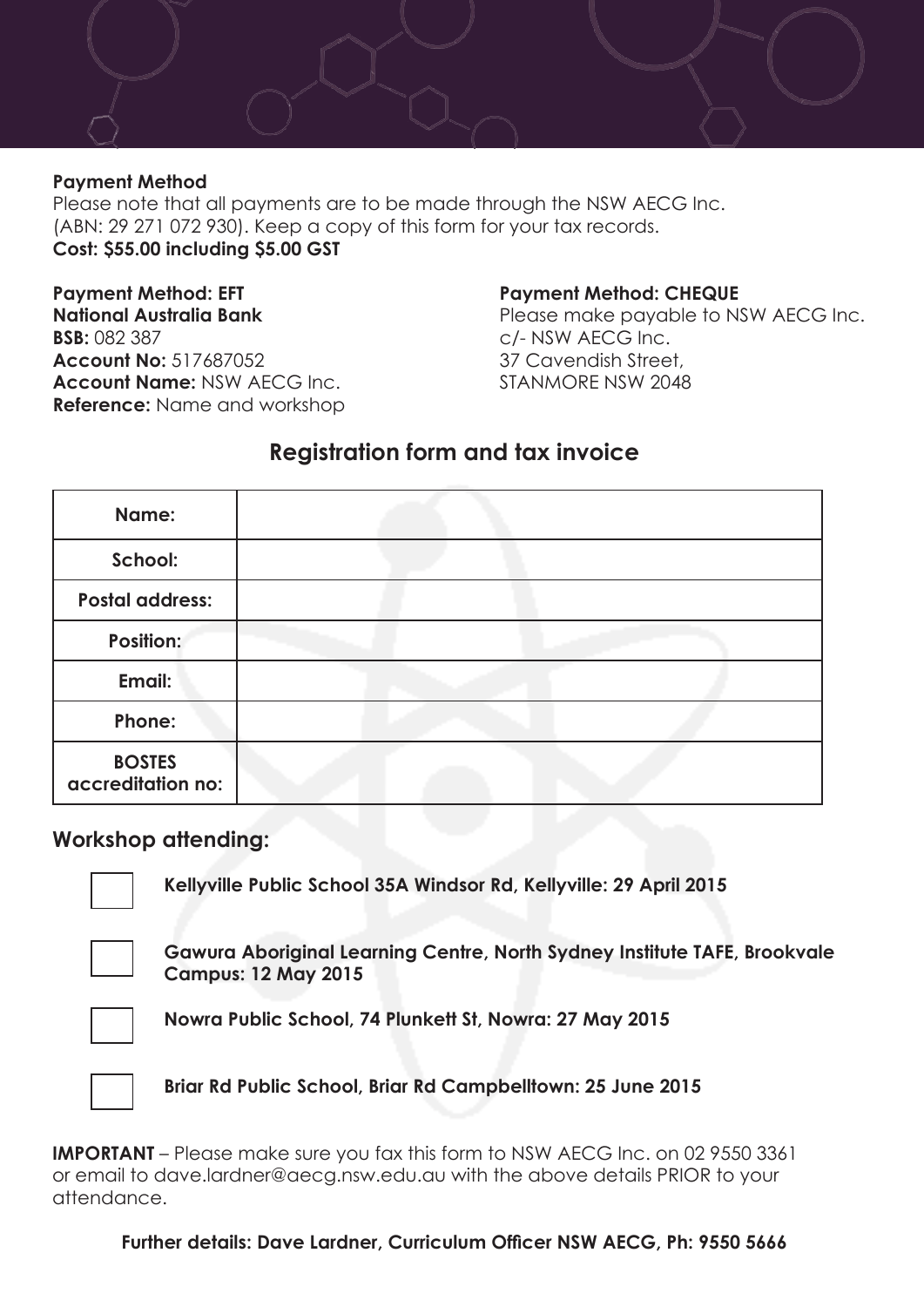**Payment Method**
Please note that all payments are to be made through the NSW AECG Inc. (ABN: 29 271 072 930). Keep a copy of this form for your tax records.
**Cost: $55.00 including $5.00 GST**

**Payment Method: EFT**
**National Australia Bank**
**BSB:** 082 387
**Account No:** 517687052
**Account Name:** NSW AECG Inc.
**Reference:** Name and workshop

**Payment Method: CHEQUE**
Please make payable to NSW AECG Inc.
c/- NSW AECG Inc.
37 Cavendish Street,
STANMORE NSW 2048

## Registration form and tax invoice

| | |
|---|---|
| **Name:** | |
| **School:** | |
| **Postal address:** | |
| **Position:** | |
| **Email:** | |
| **Phone:** | |
| **BOSTES accreditation no:** | |

## Workshop attending:

- [ ] **Kellyville Public School 35A Windsor Rd, Kellyville: 29 April 2015**
- [ ] **Gawura Aboriginal Learning Centre, North Sydney Institute TAFE, Brookvale Campus: 12 May 2015**
- [ ] **Nowra Public School, 74 Plunkett St, Nowra: 27 May 2015**
- [ ] **Briar Rd Public School, Briar Rd Campbelltown: 25 June 2015**

**IMPORTANT** – Please make sure you fax this form to NSW AECG Inc. on 02 9550 3361 or email to dave.lardner@aecg.nsw.edu.au with the above details PRIOR to your attendance.

**Further details: Dave Lardner, Curriculum Officer NSW AECG, Ph: 9550 5666**